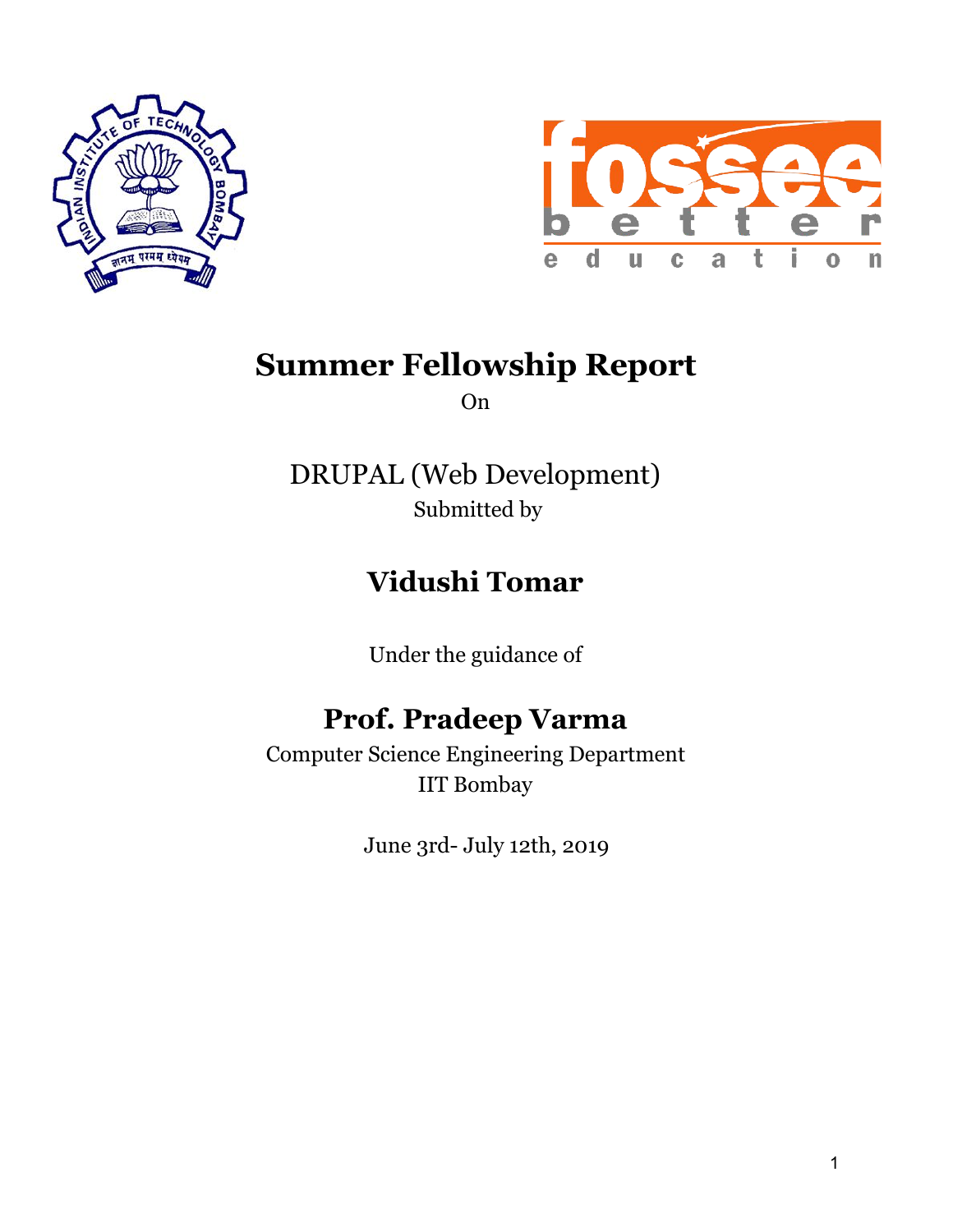# Summer Fellowship Report

On

DRUPAL (Web Development)

Submitted by

## Vidushi Tomar

Under the guidance of

## Prof. Pradeep Varma

Computer Science Engineering Department
IIT Bombay

June 3rd- July 12th, 2019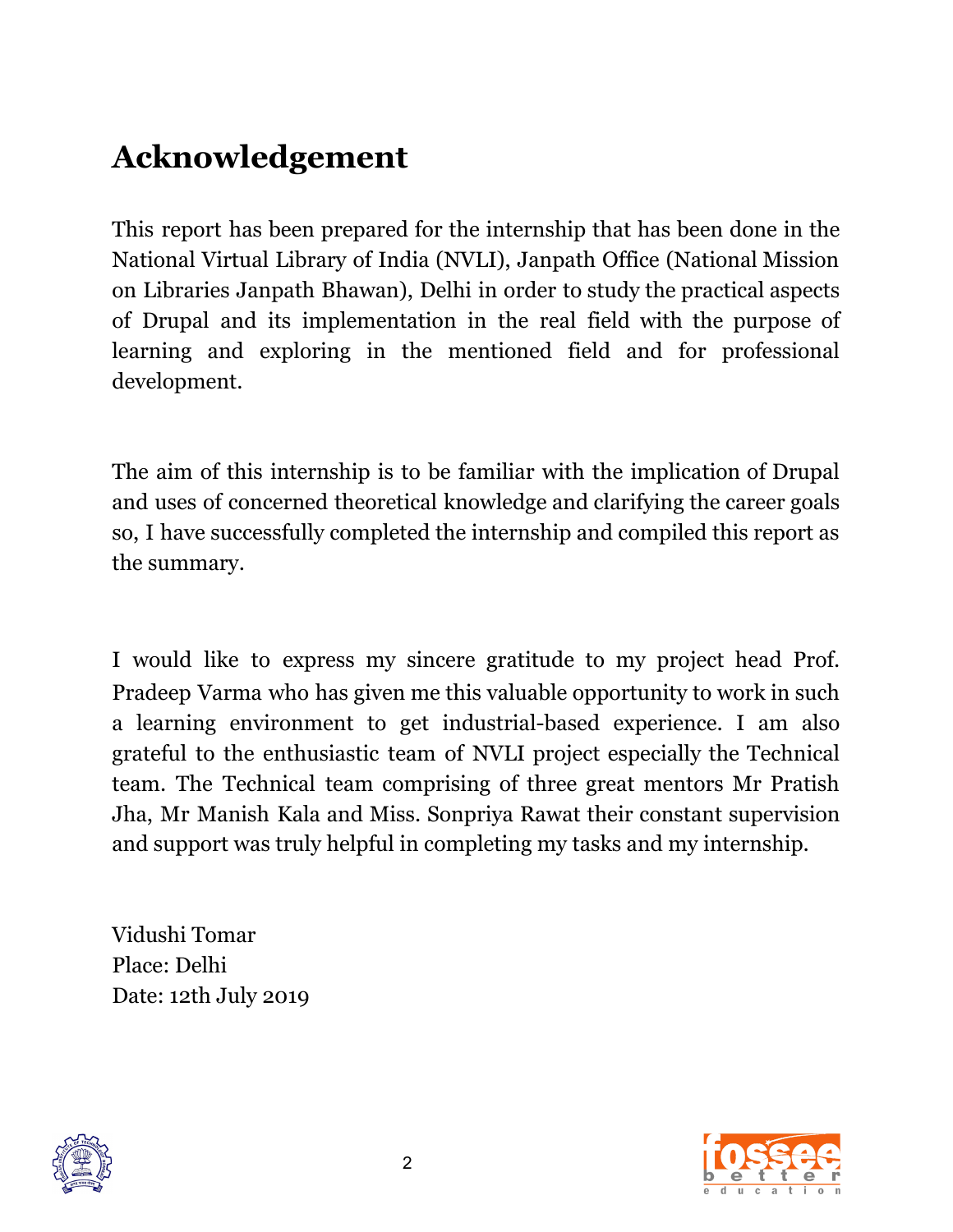# Acknowledgement

This report has been prepared for the internship that has been done in the National Virtual Library of India (NVLI), Janpath Office (National Mission on Libraries Janpath Bhawan), Delhi in order to study the practical aspects of Drupal and its implementation in the real field with the purpose of learning and exploring in the mentioned field and for professional development.

The aim of this internship is to be familiar with the implication of Drupal and uses of concerned theoretical knowledge and clarifying the career goals so, I have successfully completed the internship and compiled this report as the summary.

I would like to express my sincere gratitude to my project head Prof. Pradeep Varma who has given me this valuable opportunity to work in such a learning environment to get industrial-based experience. I am also grateful to the enthusiastic team of NVLI project especially the Technical team. The Technical team comprising of three great mentors Mr Pratish Jha, Mr Manish Kala and Miss. Sonpriya Rawat their constant supervision and support was truly helpful in completing my tasks and my internship.

Vidushi Tomar
Place: Delhi
Date: 12th July 2019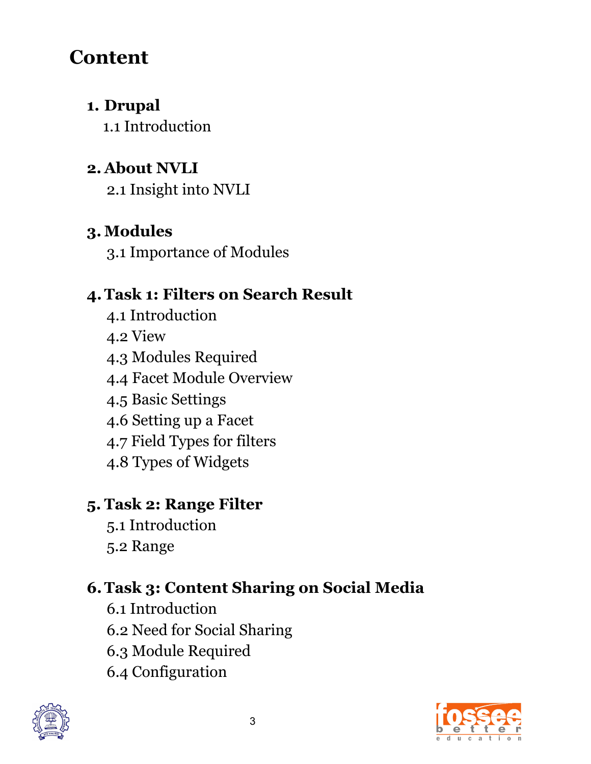# Content

1. **Drupal**
   1.1 Introduction

2. **About NVLI**
   2.1 Insight into NVLI

3. **Modules**
   3.1 Importance of Modules

4. **Task 1: Filters on Search Result**
   4.1 Introduction
   4.2 View
   4.3 Modules Required
   4.4 Facet Module Overview
   4.5 Basic Settings
   4.6 Setting up a Facet
   4.7 Field Types for filters
   4.8 Types of Widgets

5. **Task 2: Range Filter**
   5.1 Introduction
   5.2 Range

6. **Task 3: Content Sharing on Social Media**
   6.1 Introduction
   6.2 Need for Social Sharing
   6.3 Module Required
   6.4 Configuration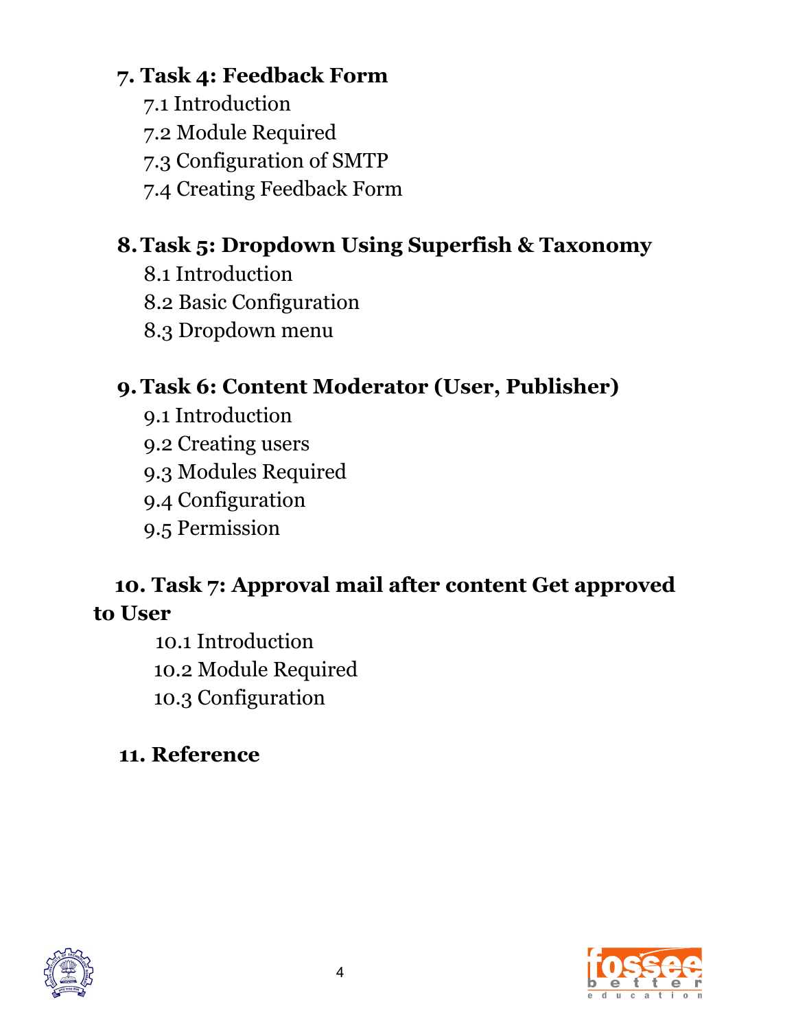**7. Task 4: Feedback Form**

7.1 Introduction
7.2 Module Required
7.3 Configuration of SMTP
7.4 Creating Feedback Form

**8. Task 5: Dropdown Using Superfish & Taxonomy**

8.1 Introduction
8.2 Basic Configuration
8.3 Dropdown menu

**9. Task 6: Content Moderator (User, Publisher)**

9.1 Introduction
9.2 Creating users
9.3 Modules Required
9.4 Configuration
9.5 Permission

**10. Task 7: Approval mail after content Get approved to User**

10.1 Introduction
10.2 Module Required
10.3 Configuration

**11. Reference**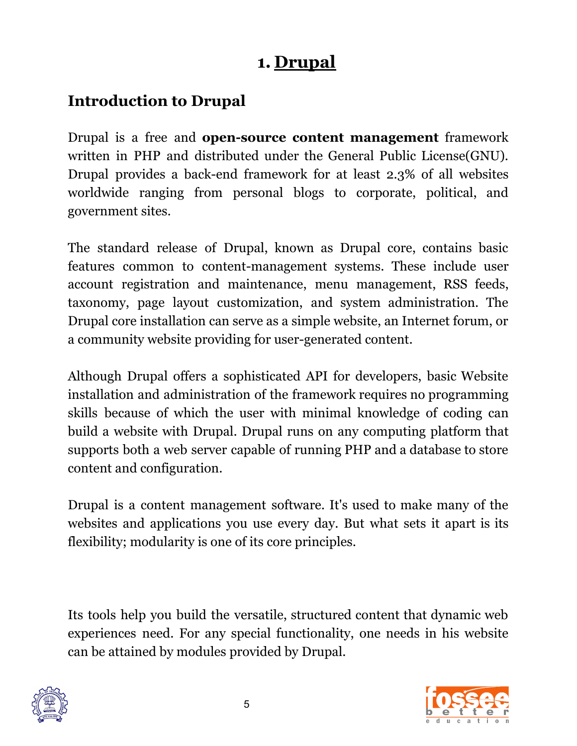# 1. Drupal

## Introduction to Drupal

Drupal is a free and **open-source content management** framework written in PHP and distributed under the General Public License(GNU). Drupal provides a back-end framework for at least 2.3% of all websites worldwide ranging from personal blogs to corporate, political, and government sites.

The standard release of Drupal, known as Drupal core, contains basic features common to content-management systems. These include user account registration and maintenance, menu management, RSS feeds, taxonomy, page layout customization, and system administration. The Drupal core installation can serve as a simple website, an Internet forum, or a community website providing for user-generated content.

Although Drupal offers a sophisticated API for developers, basic Website installation and administration of the framework requires no programming skills because of which the user with minimal knowledge of coding can build a website with Drupal. Drupal runs on any computing platform that supports both a web server capable of running PHP and a database to store content and configuration.

Drupal is a content management software. It's used to make many of the websites and applications you use every day. But what sets it apart is its flexibility; modularity is one of its core principles.

Its tools help you build the versatile, structured content that dynamic web experiences need. For any special functionality, one needs in his website can be attained by modules provided by Drupal.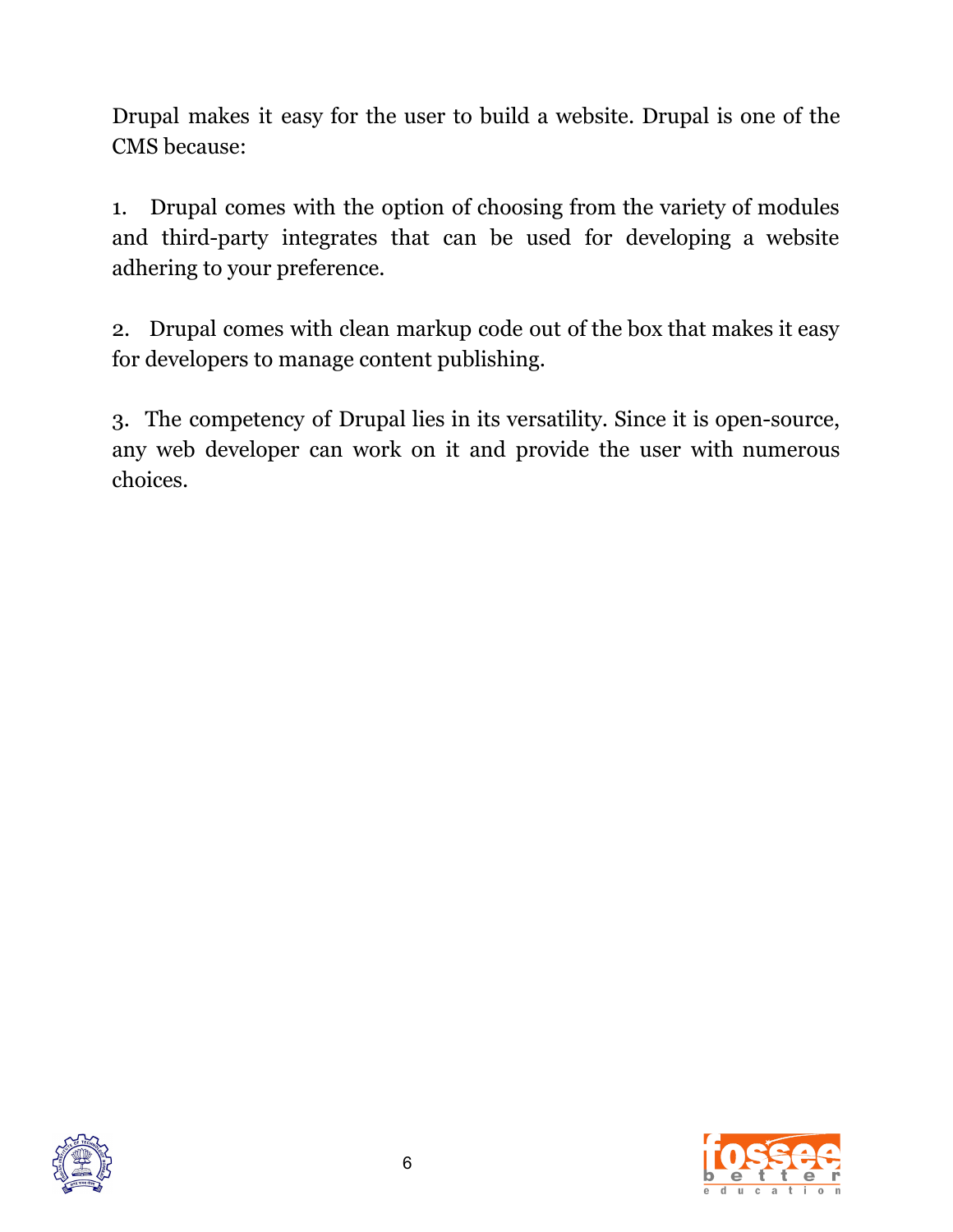Drupal makes it easy for the user to build a website. Drupal is one of the CMS because:

1. Drupal comes with the option of choosing from the variety of modules and third-party integrates that can be used for developing a website adhering to your preference.

2. Drupal comes with clean markup code out of the box that makes it easy for developers to manage content publishing.

3. The competency of Drupal lies in its versatility. Since it is open-source, any web developer can work on it and provide the user with numerous choices.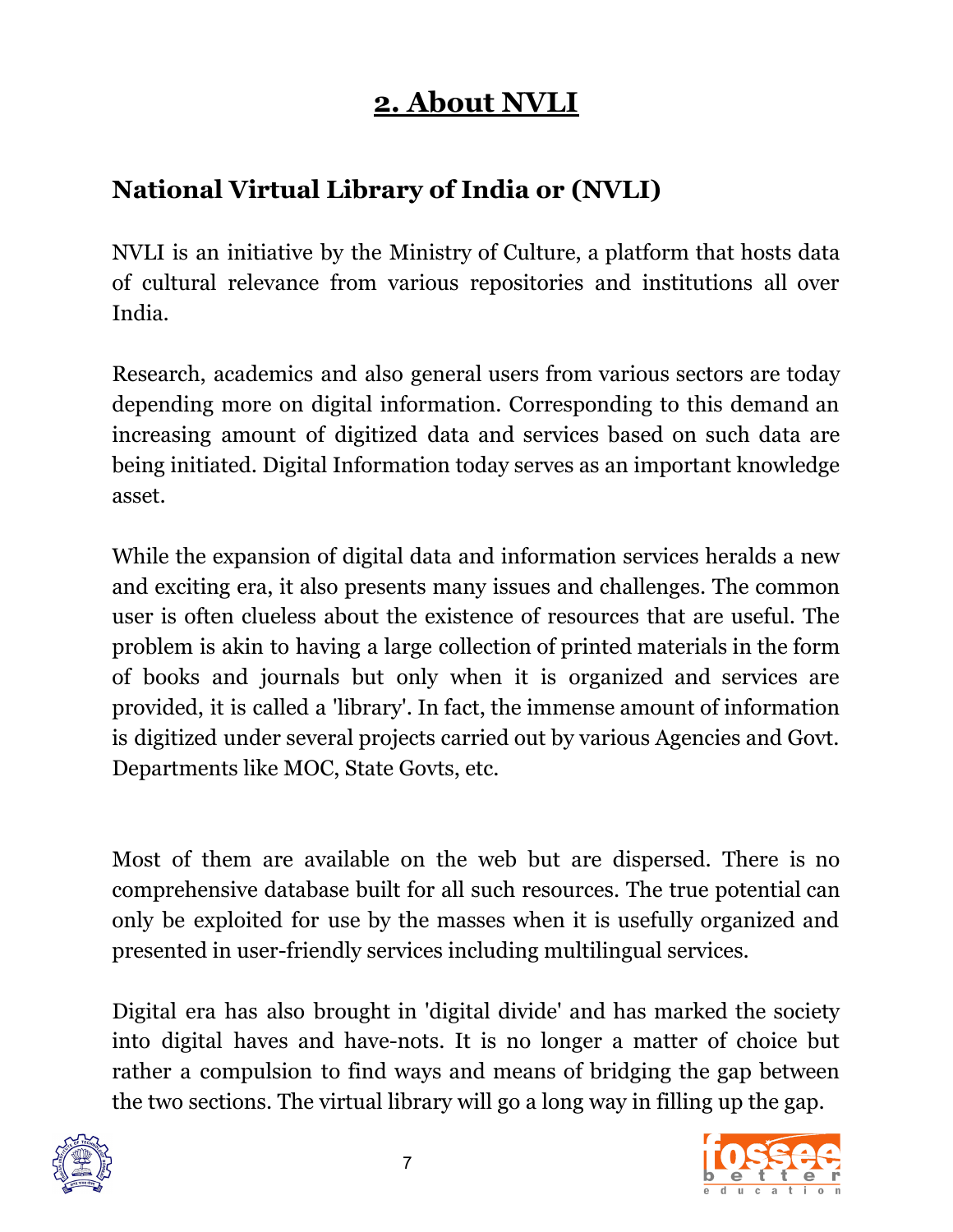# 2. About NVLI

## National Virtual Library of India or (NVLI)

NVLI is an initiative by the Ministry of Culture, a platform that hosts data of cultural relevance from various repositories and institutions all over India.

Research, academics and also general users from various sectors are today depending more on digital information. Corresponding to this demand an increasing amount of digitized data and services based on such data are being initiated. Digital Information today serves as an important knowledge asset.

While the expansion of digital data and information services heralds a new and exciting era, it also presents many issues and challenges. The common user is often clueless about the existence of resources that are useful. The problem is akin to having a large collection of printed materials in the form of books and journals but only when it is organized and services are provided, it is called a 'library'. In fact, the immense amount of information is digitized under several projects carried out by various Agencies and Govt. Departments like MOC, State Govts, etc.

Most of them are available on the web but are dispersed. There is no comprehensive database built for all such resources. The true potential can only be exploited for use by the masses when it is usefully organized and presented in user-friendly services including multilingual services.

Digital era has also brought in 'digital divide' and has marked the society into digital haves and have-nots. It is no longer a matter of choice but rather a compulsion to find ways and means of bridging the gap between the two sections. The virtual library will go a long way in filling up the gap.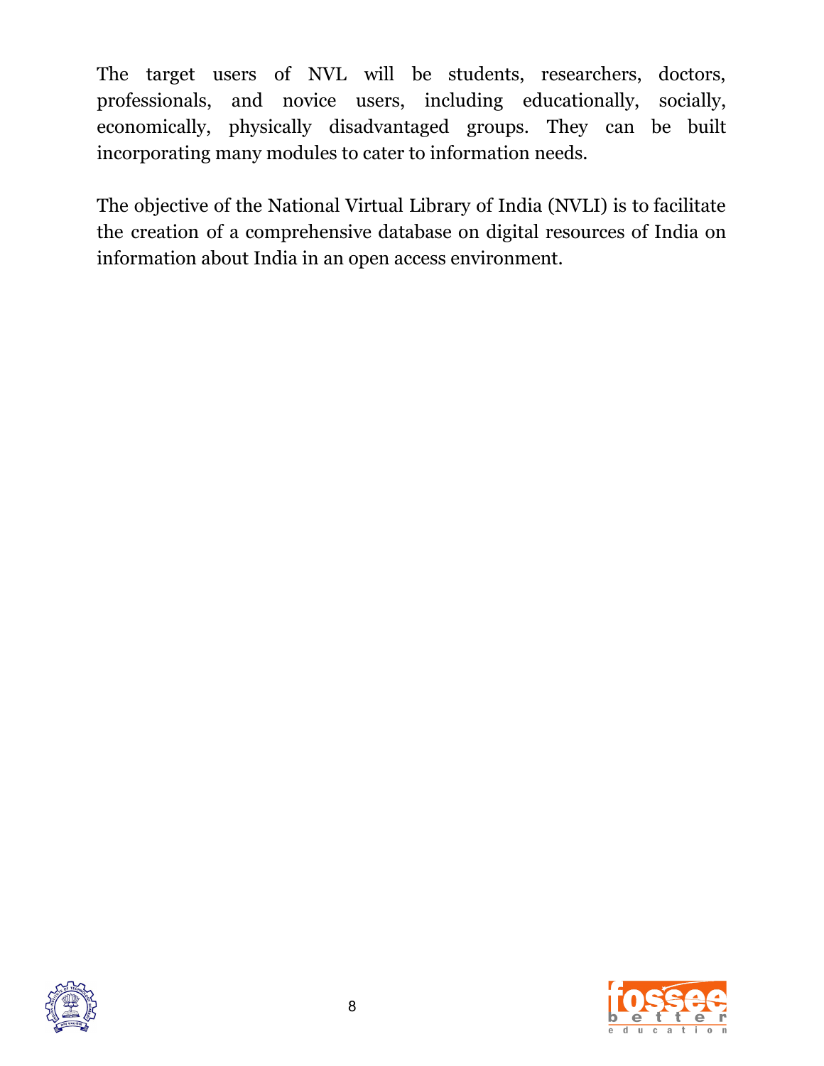The target users of NVL will be students, researchers, doctors, professionals, and novice users, including educationally, socially, economically, physically disadvantaged groups. They can be built incorporating many modules to cater to information needs.

The objective of the National Virtual Library of India (NVLI) is to facilitate the creation of a comprehensive database on digital resources of India on information about India in an open access environment.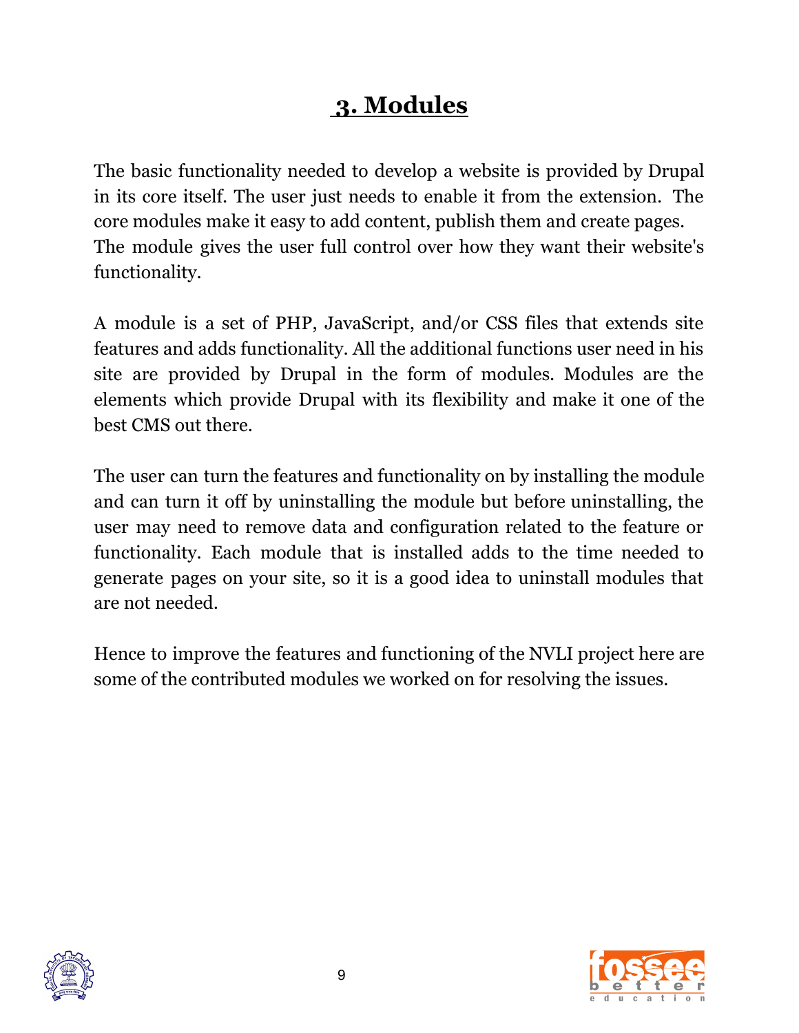# 3. Modules

The basic functionality needed to develop a website is provided by Drupal in its core itself. The user just needs to enable it from the extension. The core modules make it easy to add content, publish them and create pages. The module gives the user full control over how they want their website's functionality.

A module is a set of PHP, JavaScript, and/or CSS files that extends site features and adds functionality. All the additional functions user need in his site are provided by Drupal in the form of modules. Modules are the elements which provide Drupal with its flexibility and make it one of the best CMS out there.

The user can turn the features and functionality on by installing the module and can turn it off by uninstalling the module but before uninstalling, the user may need to remove data and configuration related to the feature or functionality. Each module that is installed adds to the time needed to generate pages on your site, so it is a good idea to uninstall modules that are not needed.

Hence to improve the features and functioning of the NVLI project here are some of the contributed modules we worked on for resolving the issues.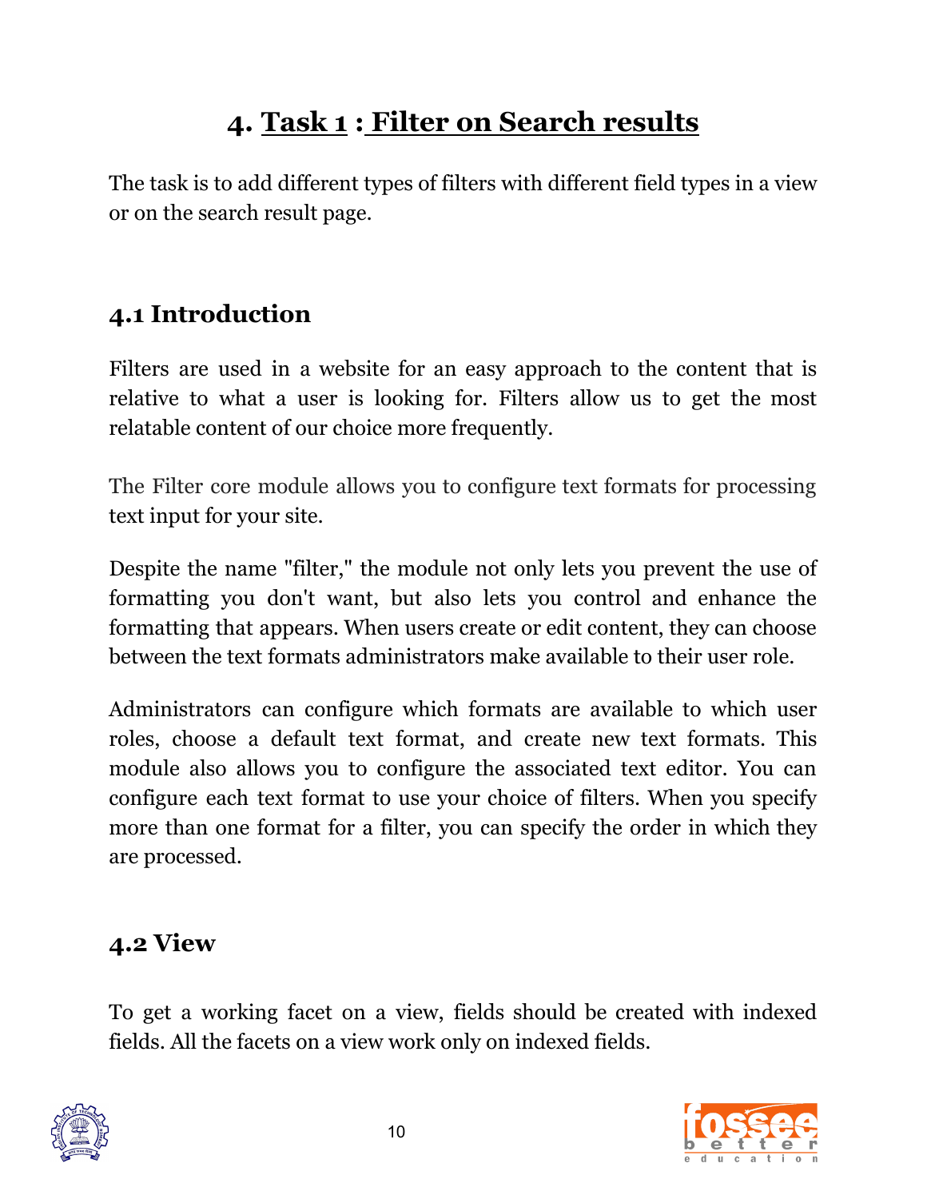# 4. Task 1 : Filter on Search results

The task is to add different types of filters with different field types in a view or on the search result page.

## 4.1 Introduction

Filters are used in a website for an easy approach to the content that is relative to what a user is looking for. Filters allow us to get the most relatable content of our choice more frequently.

The Filter core module allows you to configure text formats for processing text input for your site.

Despite the name "filter," the module not only lets you prevent the use of formatting you don't want, but also lets you control and enhance the formatting that appears. When users create or edit content, they can choose between the text formats administrators make available to their user role.

Administrators can configure which formats are available to which user roles, choose a default text format, and create new text formats. This module also allows you to configure the associated text editor. You can configure each text format to use your choice of filters. When you specify more than one format for a filter, you can specify the order in which they are processed.

## 4.2 View

To get a working facet on a view, fields should be created with indexed fields. All the facets on a view work only on indexed fields.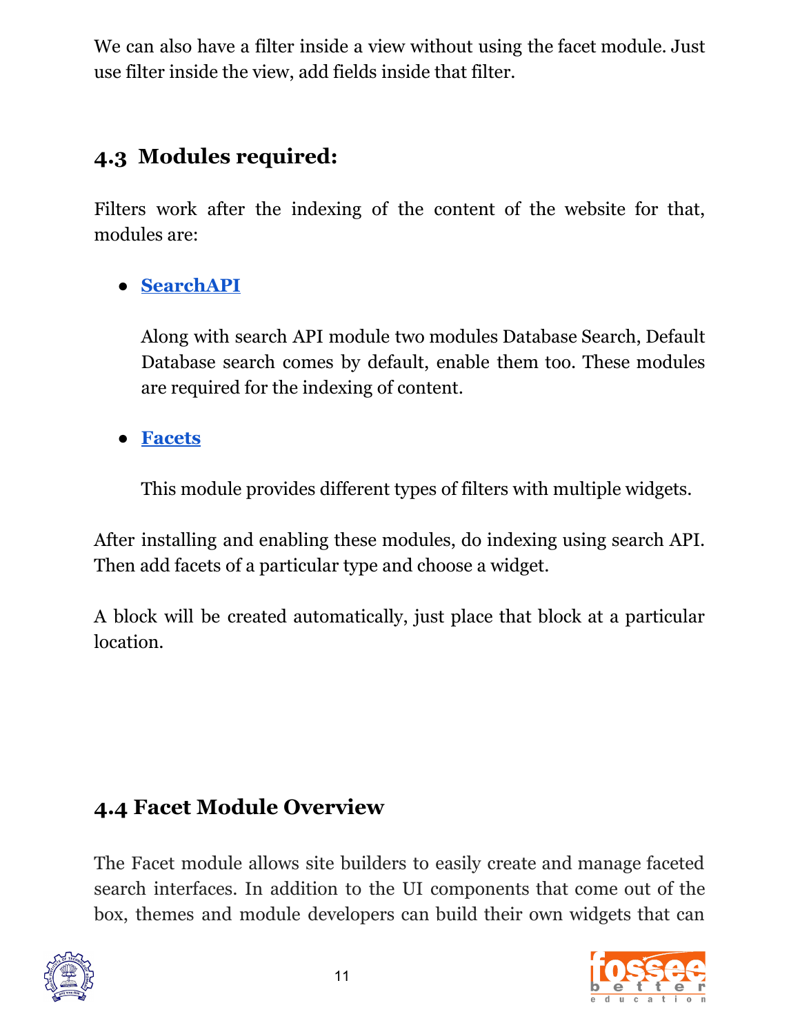We can also have a filter inside a view without using the facet module. Just use filter inside the view, add fields inside that filter.

## 4.3 Modules required:

Filters work after the indexing of the content of the website for that, modules are:

- **SearchAPI**

  Along with search API module two modules Database Search, Default Database search comes by default, enable them too. These modules are required for the indexing of content.

- **Facets**

  This module provides different types of filters with multiple widgets.

After installing and enabling these modules, do indexing using search API. Then add facets of a particular type and choose a widget.

A block will be created automatically, just place that block at a particular location.

## 4.4 Facet Module Overview

The Facet module allows site builders to easily create and manage faceted search interfaces. In addition to the UI components that come out of the box, themes and module developers can build their own widgets that can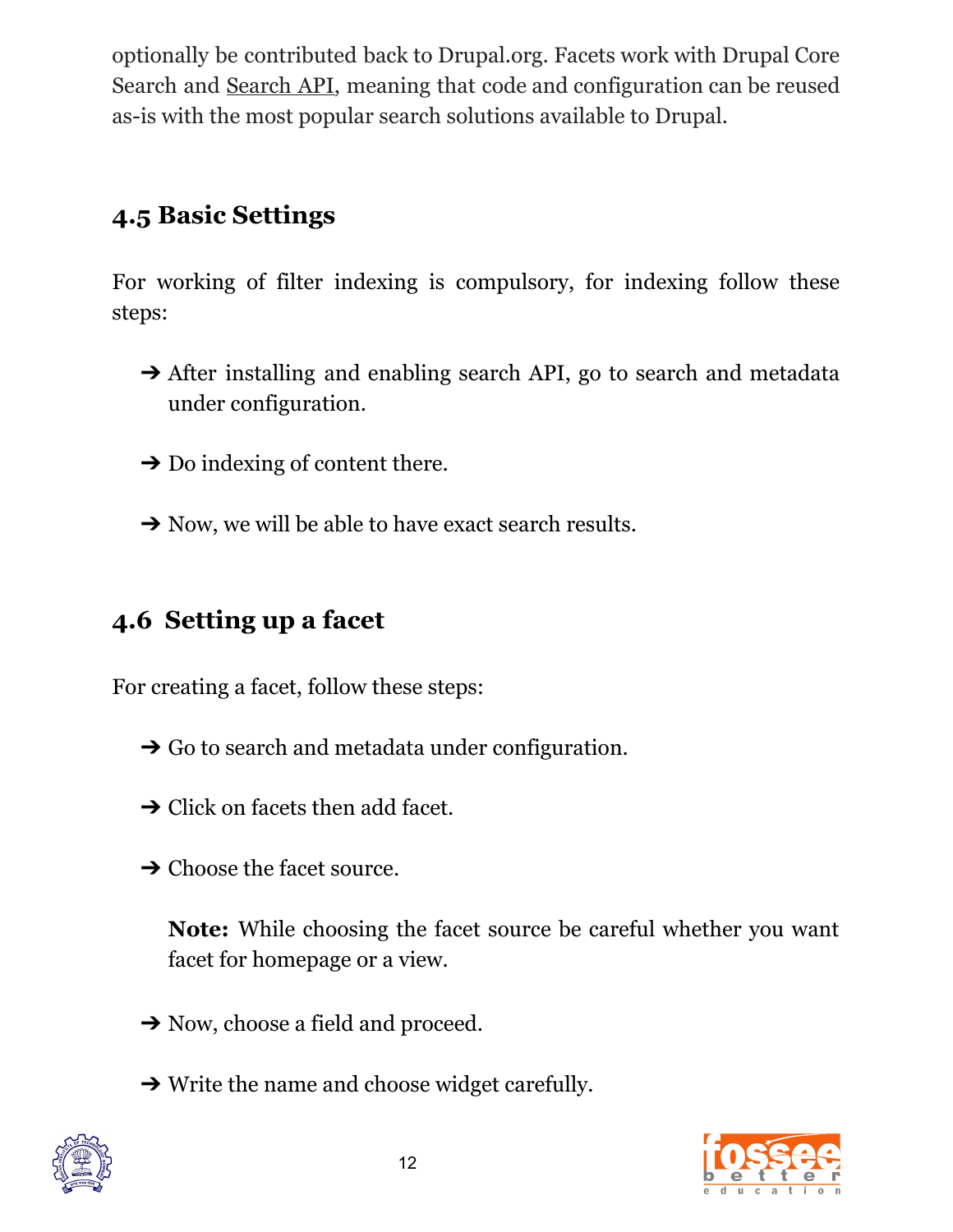optionally be contributed back to Drupal.org. Facets work with Drupal Core Search and Search API, meaning that code and configuration can be reused as-is with the most popular search solutions available to Drupal.

## 4.5 Basic Settings

For working of filter indexing is compulsory, for indexing follow these steps:

- ➔ After installing and enabling search API, go to search and metadata under configuration.
- ➔ Do indexing of content there.
- ➔ Now, we will be able to have exact search results.

## 4.6 Setting up a facet

For creating a facet, follow these steps:

- ➔ Go to search and metadata under configuration.
- ➔ Click on facets then add facet.
- ➔ Choose the facet source.

  **Note:** While choosing the facet source be careful whether you want facet for homepage or a view.

- ➔ Now, choose a field and proceed.
- ➔ Write the name and choose widget carefully.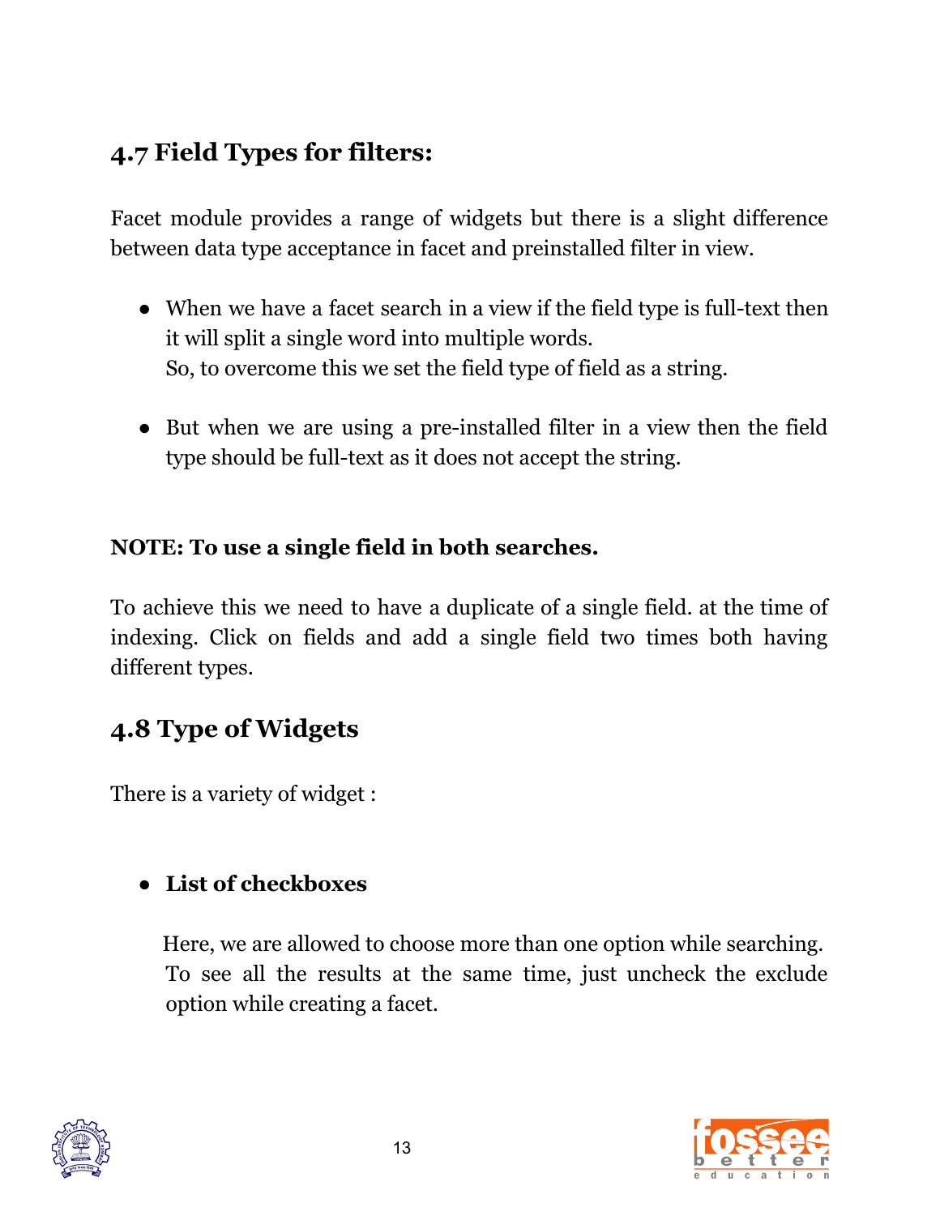## 4.7 Field Types for filters:

Facet module provides a range of widgets but there is a slight difference between data type acceptance in facet and preinstalled filter in view.

- When we have a facet search in a view if the field type is full-text then it will split a single word into multiple words.
  So, to overcome this we set the field type of field as a string.

- But when we are using a pre-installed filter in a view then the field type should be full-text as it does not accept the string.

**NOTE: To use a single field in both searches.**

To achieve this we need to have a duplicate of a single field. at the time of indexing. Click on fields and add a single field two times both having different types.

## 4.8 Type of Widgets

There is a variety of widget :

- **List of checkboxes**

  Here, we are allowed to choose more than one option while searching. To see all the results at the same time, just uncheck the exclude option while creating a facet.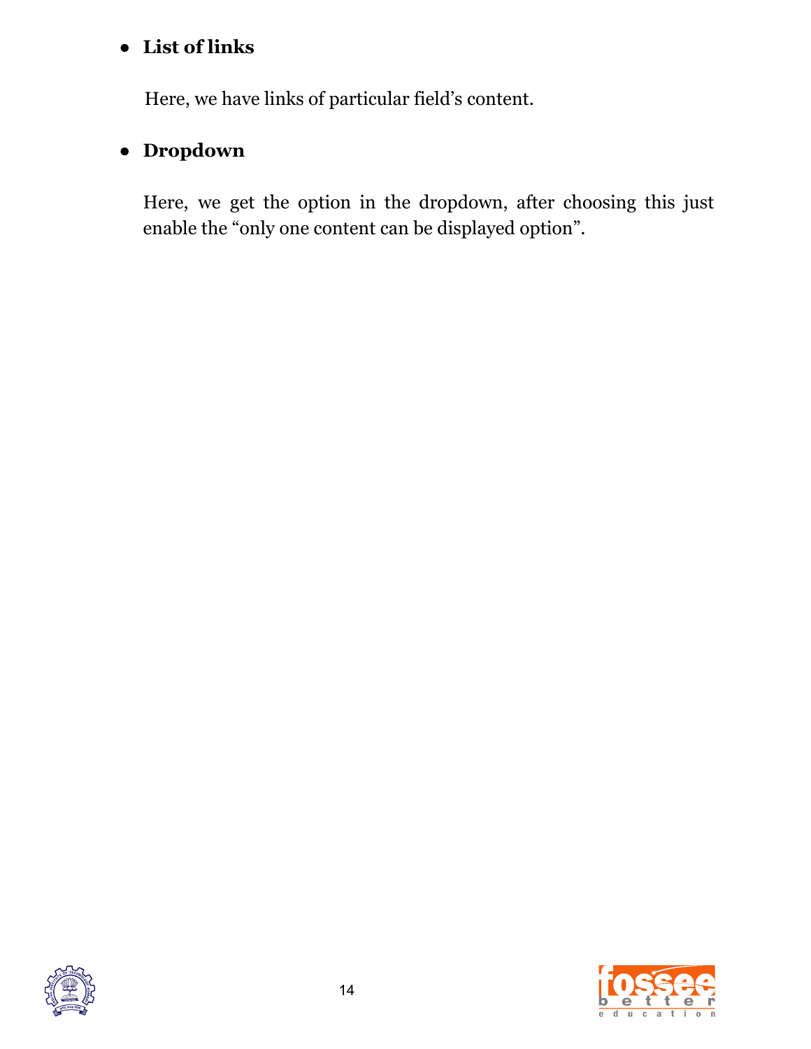- **List of links**

  Here, we have links of particular field's content.

- **Dropdown**

  Here, we get the option in the dropdown, after choosing this just enable the "only one content can be displayed option".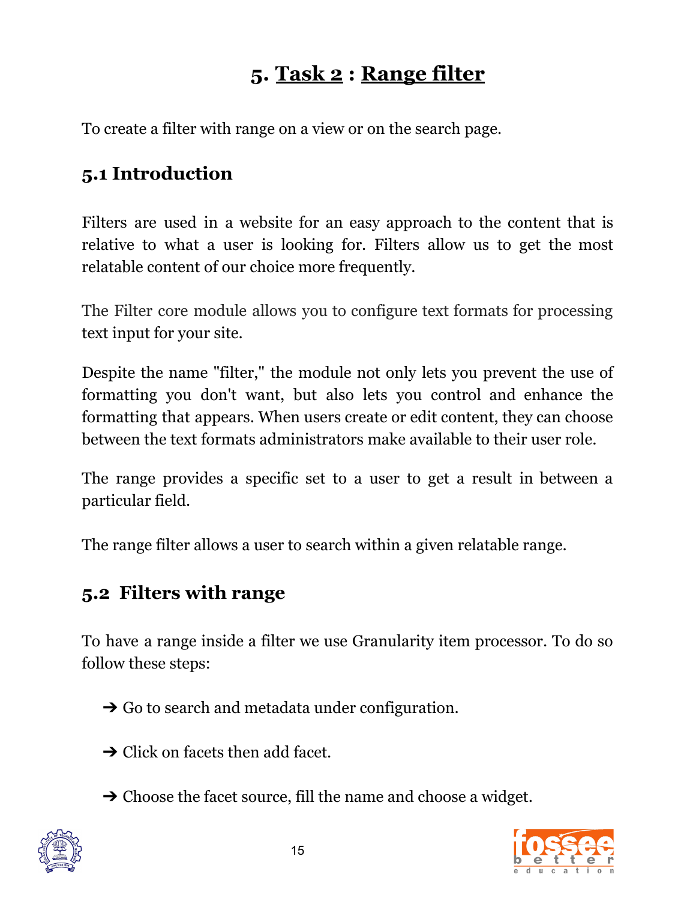# 5. Task 2 : Range filter

To create a filter with range on a view or on the search page.

## 5.1 Introduction

Filters are used in a website for an easy approach to the content that is relative to what a user is looking for. Filters allow us to get the most relatable content of our choice more frequently.

The Filter core module allows you to configure text formats for processing text input for your site.

Despite the name "filter," the module not only lets you prevent the use of formatting you don't want, but also lets you control and enhance the formatting that appears. When users create or edit content, they can choose between the text formats administrators make available to their user role.

The range provides a specific set to a user to get a result in between a particular field.

The range filter allows a user to search within a given relatable range.

## 5.2 Filters with range

To have a range inside a filter we use Granularity item processor. To do so follow these steps:

- ➔ Go to search and metadata under configuration.
- ➔ Click on facets then add facet.
- ➔ Choose the facet source, fill the name and choose a widget.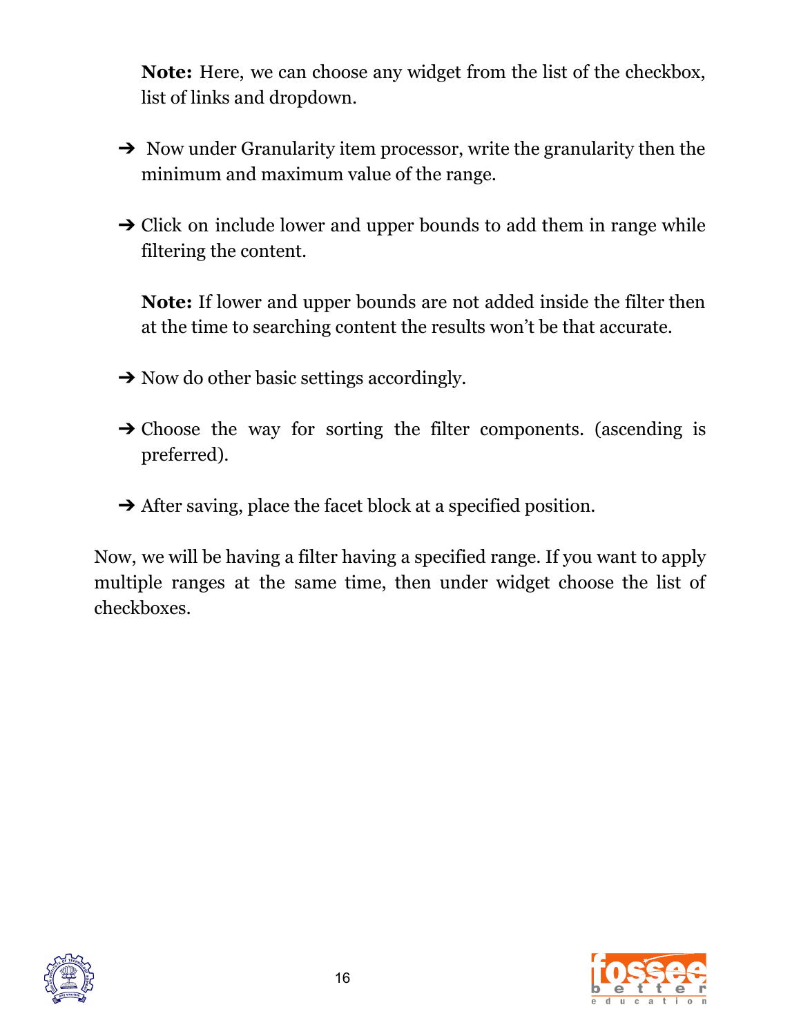**Note:** Here, we can choose any widget from the list of the checkbox, list of links and dropdown.

- Now under Granularity item processor, write the granularity then the minimum and maximum value of the range.

- Click on include lower and upper bounds to add them in range while filtering the content.

  **Note:** If lower and upper bounds are not added inside the filter then at the time to searching content the results won't be that accurate.

- Now do other basic settings accordingly.

- Choose the way for sorting the filter components. (ascending is preferred).

- After saving, place the facet block at a specified position.

Now, we will be having a filter having a specified range. If you want to apply multiple ranges at the same time, then under widget choose the list of checkboxes.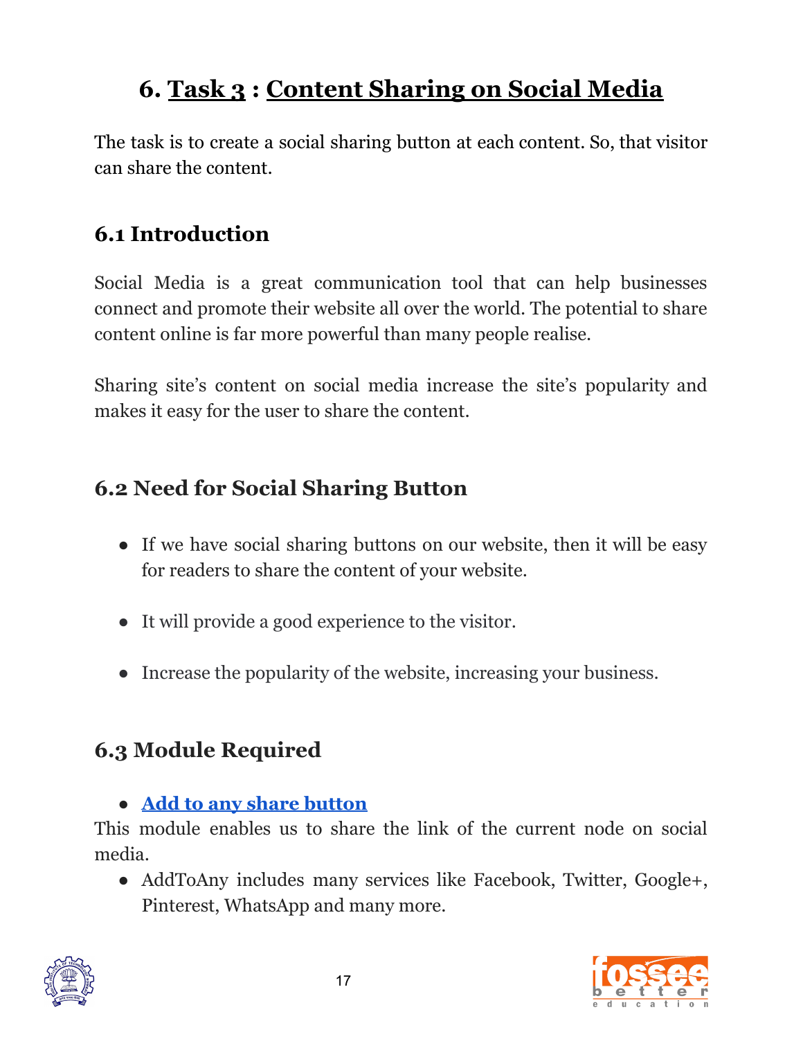# 6. Task 3 : Content Sharing on Social Media

The task is to create a social sharing button at each content. So, that visitor can share the content.

## 6.1 Introduction

Social Media is a great communication tool that can help businesses connect and promote their website all over the world. The potential to share content online is far more powerful than many people realise.

Sharing site's content on social media increase the site's popularity and makes it easy for the user to share the content.

## 6.2 Need for Social Sharing Button

- If we have social sharing buttons on our website, then it will be easy for readers to share the content of your website.
- It will provide a good experience to the visitor.
- Increase the popularity of the website, increasing your business.

## 6.3 Module Required

- **Add to any share button**

This module enables us to share the link of the current node on social media.

- AddToAny includes many services like Facebook, Twitter, Google+, Pinterest, WhatsApp and many more.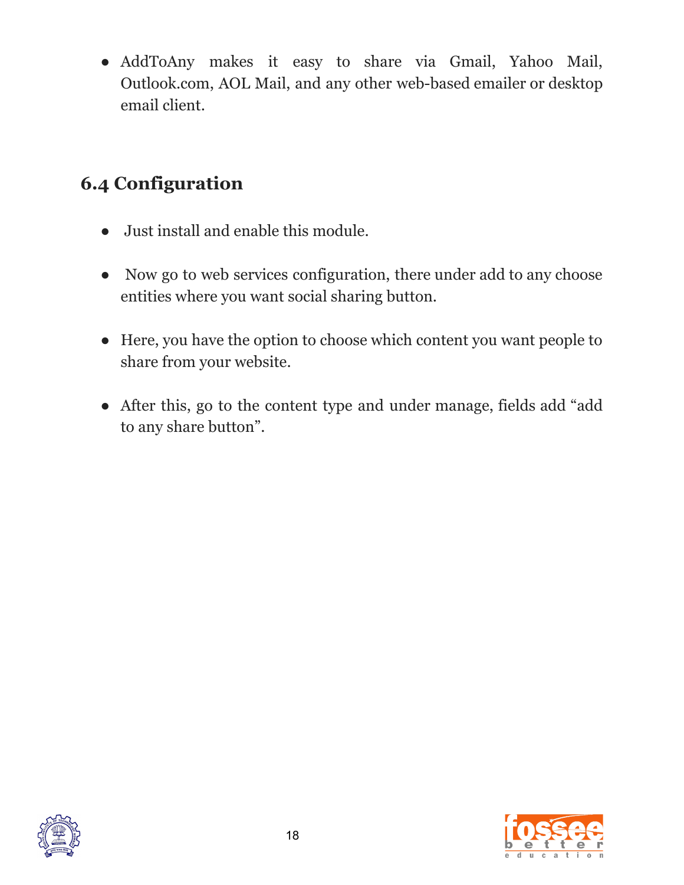- AddToAny makes it easy to share via Gmail, Yahoo Mail, Outlook.com, AOL Mail, and any other web-based emailer or desktop email client.

## 6.4 Configuration

- Just install and enable this module.

- Now go to web services configuration, there under add to any choose entities where you want social sharing button.

- Here, you have the option to choose which content you want people to share from your website.

- After this, go to the content type and under manage, fields add "add to any share button".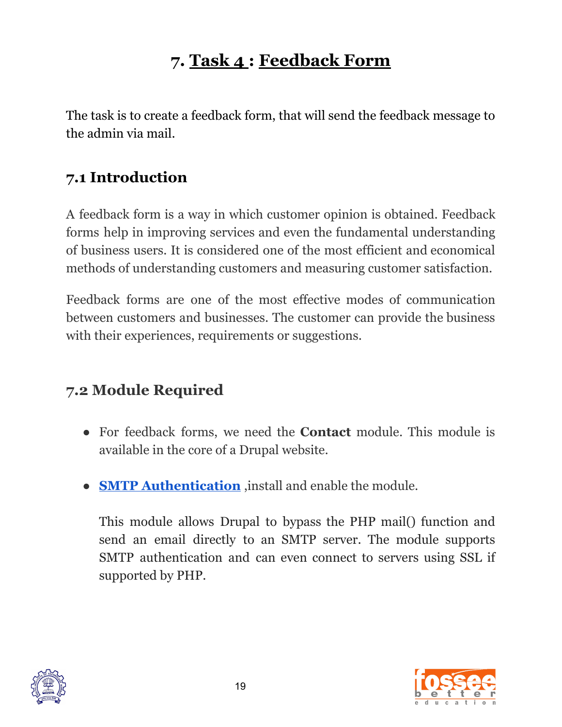# 7. Task 4 : Feedback Form

The task is to create a feedback form, that will send the feedback message to the admin via mail.

## 7.1 Introduction

A feedback form is a way in which customer opinion is obtained. Feedback forms help in improving services and even the fundamental understanding of business users. It is considered one of the most efficient and economical methods of understanding customers and measuring customer satisfaction.

Feedback forms are one of the most effective modes of communication between customers and businesses. The customer can provide the business with their experiences, requirements or suggestions.

## 7.2 Module Required

- For feedback forms, we need the **Contact** module. This module is available in the core of a Drupal website.

- **SMTP Authentication** ,install and enable the module.

  This module allows Drupal to bypass the PHP mail() function and send an email directly to an SMTP server. The module supports SMTP authentication and can even connect to servers using SSL if supported by PHP.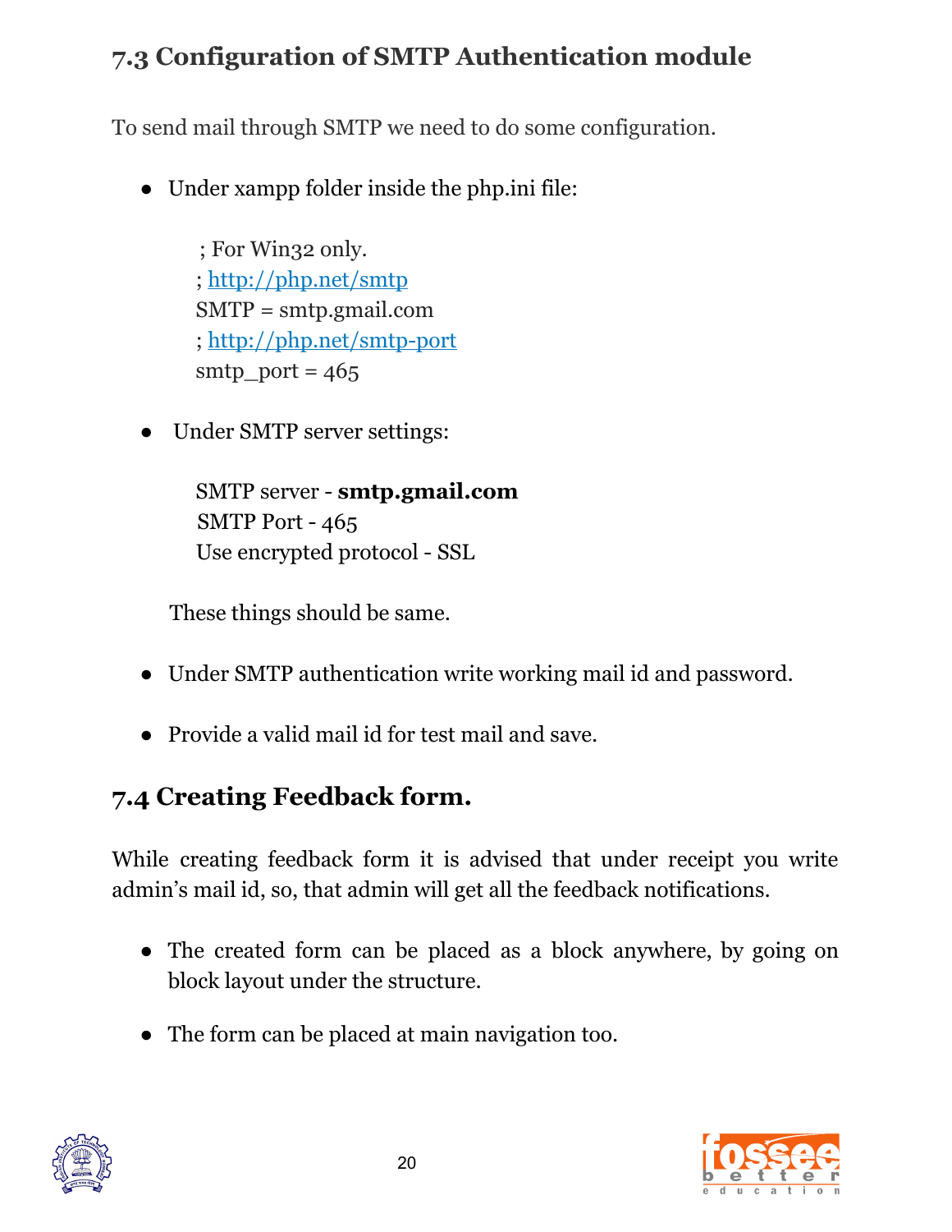## 7.3 Configuration of SMTP Authentication module

To send mail through SMTP we need to do some configuration.

- Under xampp folder inside the php.ini file:

  ; For Win32 only.
  ; http://php.net/smtp
  SMTP = smtp.gmail.com
  ; http://php.net/smtp-port
  smtp_port = 465

- Under SMTP server settings:

  SMTP server - **smtp.gmail.com**
  SMTP Port - 465
  Use encrypted protocol - SSL

  These things should be same.

- Under SMTP authentication write working mail id and password.

- Provide a valid mail id for test mail and save.

## 7.4 Creating Feedback form.

While creating feedback form it is advised that under receipt you write admin's mail id, so, that admin will get all the feedback notifications.

- The created form can be placed as a block anywhere, by going on block layout under the structure.

- The form can be placed at main navigation too.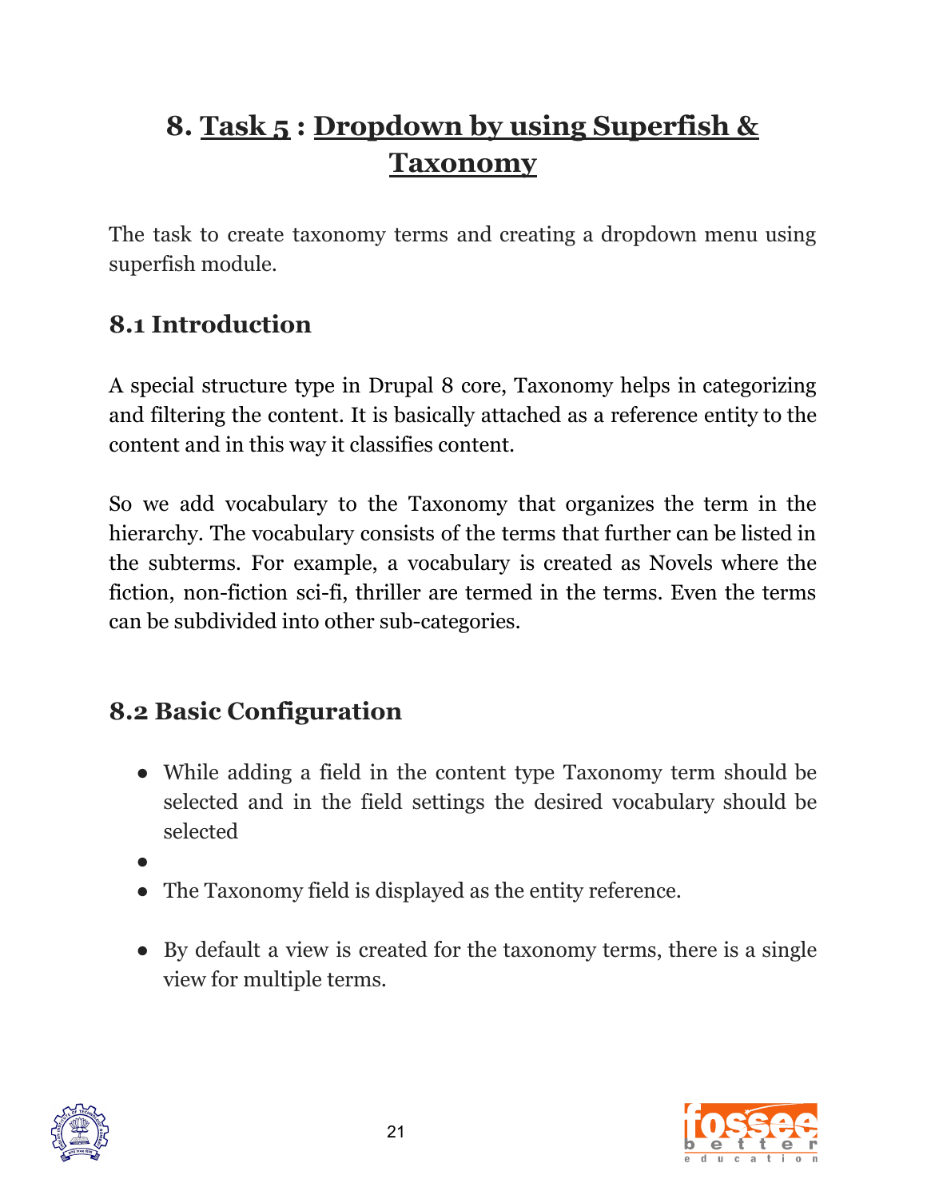# 8. Task 5 : Dropdown by using Superfish & Taxonomy

The task to create taxonomy terms and creating a dropdown menu using superfish module.

## 8.1 Introduction

A special structure type in Drupal 8 core, Taxonomy helps in categorizing and filtering the content. It is basically attached as a reference entity to the content and in this way it classifies content.

So we add vocabulary to the Taxonomy that organizes the term in the hierarchy. The vocabulary consists of the terms that further can be listed in the subterms. For example, a vocabulary is created as Novels where the fiction, non-fiction sci-fi, thriller are termed in the terms. Even the terms can be subdivided into other sub-categories.

## 8.2 Basic Configuration

- While adding a field in the content type Taxonomy term should be selected and in the field settings the desired vocabulary should be selected
- 
- The Taxonomy field is displayed as the entity reference.

- By default a view is created for the taxonomy terms, there is a single view for multiple terms.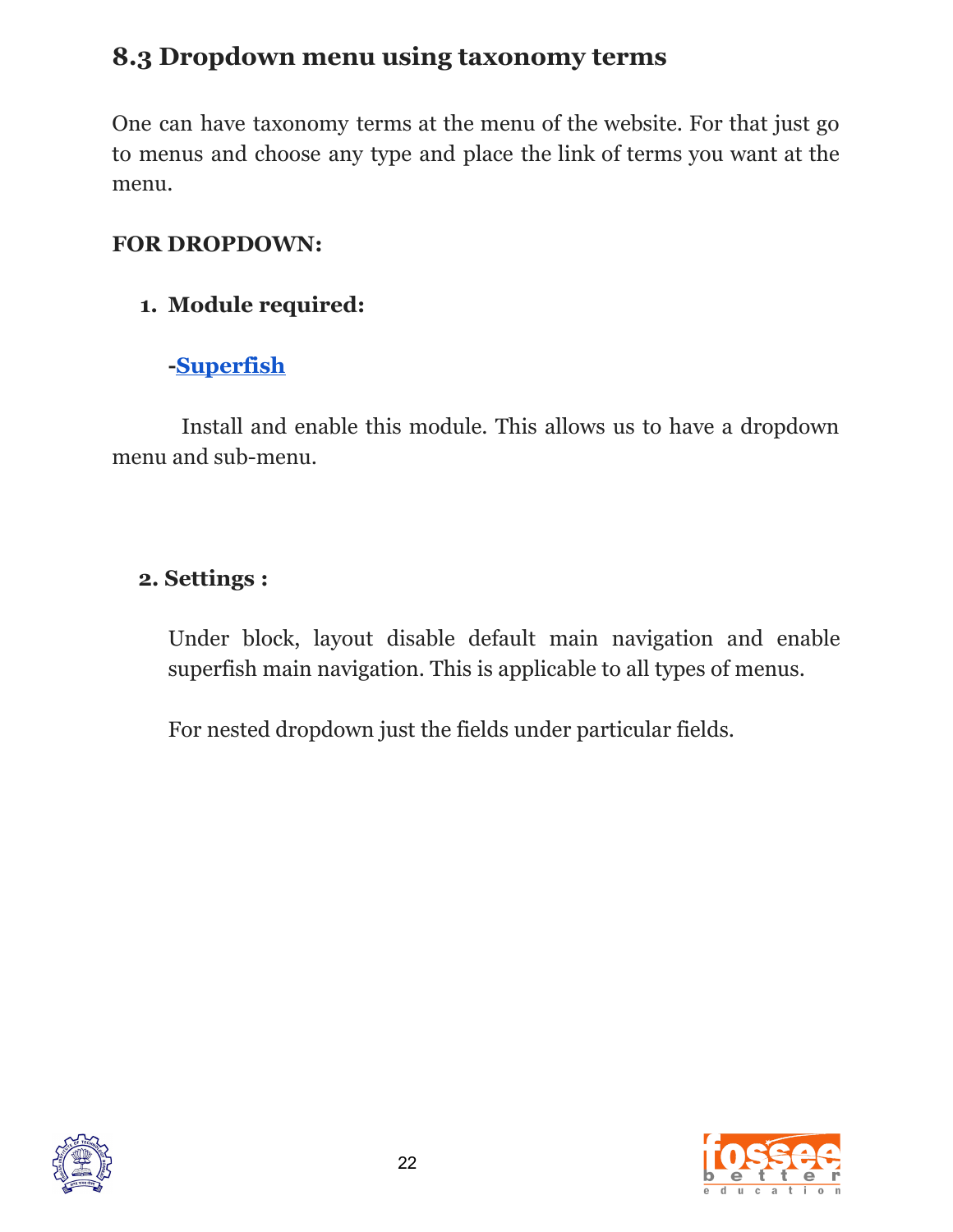## 8.3 Dropdown menu using taxonomy terms

One can have taxonomy terms at the menu of the website. For that just go to menus and choose any type and place the link of terms you want at the menu.

**FOR DROPDOWN:**

1. **Module required:**

   **-Superfish**

   Install and enable this module. This allows us to have a dropdown menu and sub-menu.

2. **Settings :**

   Under block, layout disable default main navigation and enable superfish main navigation. This is applicable to all types of menus.

   For nested dropdown just the fields under particular fields.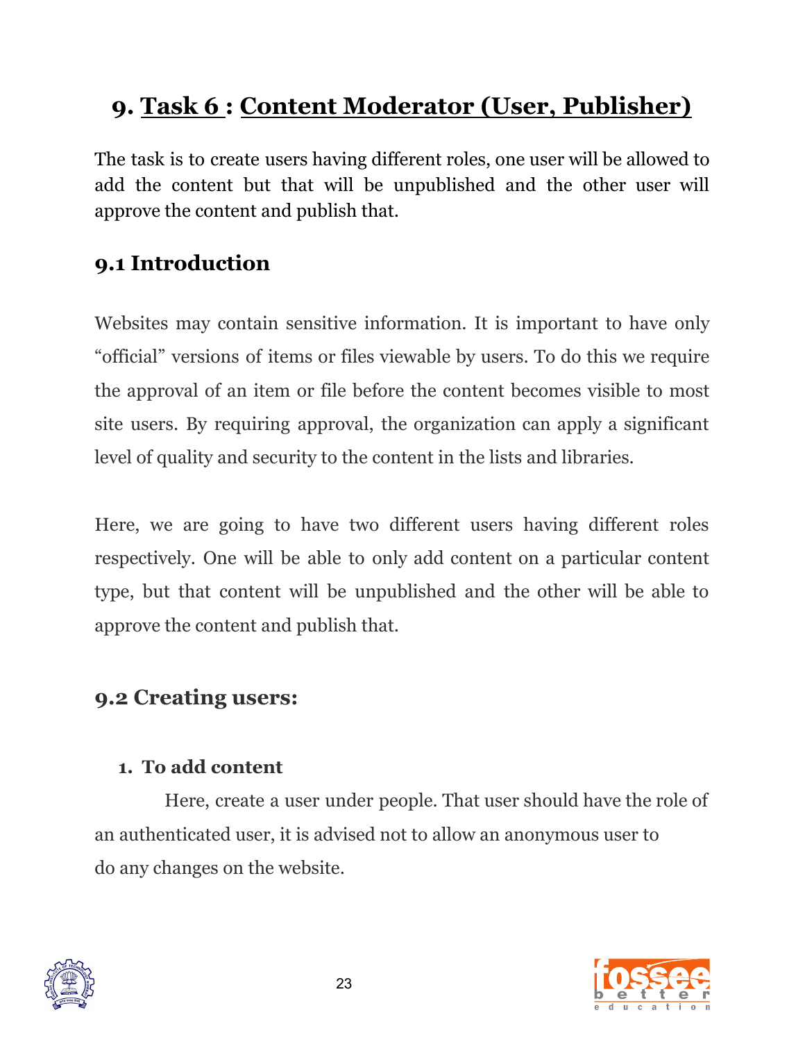# 9. Task 6 : Content Moderator (User, Publisher)

The task is to create users having different roles, one user will be allowed to add the content but that will be unpublished and the other user will approve the content and publish that.

## 9.1 Introduction

Websites may contain sensitive information. It is important to have only "official" versions of items or files viewable by users. To do this we require the approval of an item or file before the content becomes visible to most site users. By requiring approval, the organization can apply a significant level of quality and security to the content in the lists and libraries.

Here, we are going to have two different users having different roles respectively. One will be able to only add content on a particular content type, but that content will be unpublished and the other will be able to approve the content and publish that.

## 9.2 Creating users:

1. **To add content**

   Here, create a user under people. That user should have the role of an authenticated user, it is advised not to allow an anonymous user to do any changes on the website.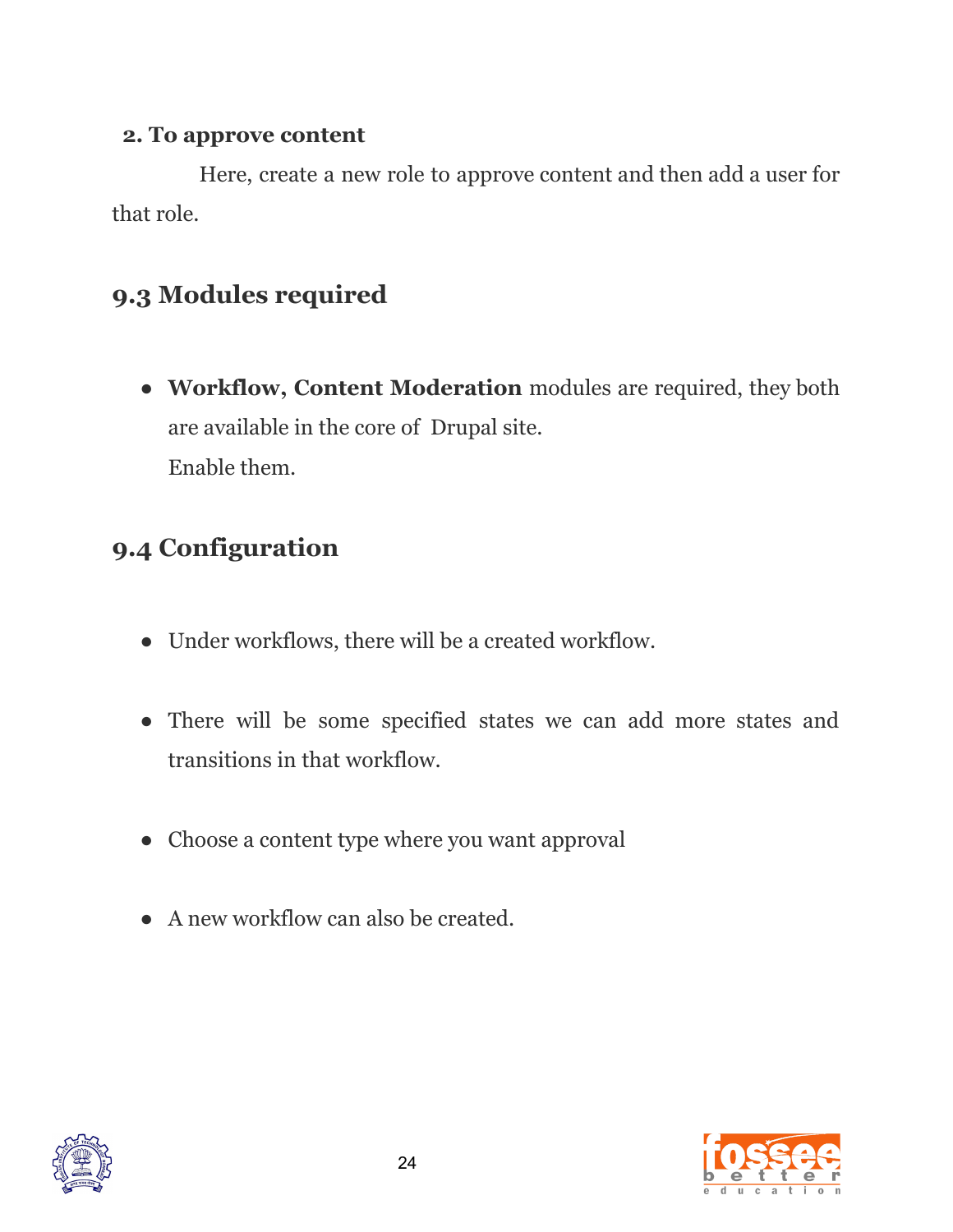**2. To approve content**

Here, create a new role to approve content and then add a user for that role.

## 9.3 Modules required

- **Workflow, Content Moderation** modules are required, they both are available in the core of Drupal site.
  Enable them.

## 9.4 Configuration

- Under workflows, there will be a created workflow.
- There will be some specified states we can add more states and transitions in that workflow.
- Choose a content type where you want approval
- A new workflow can also be created.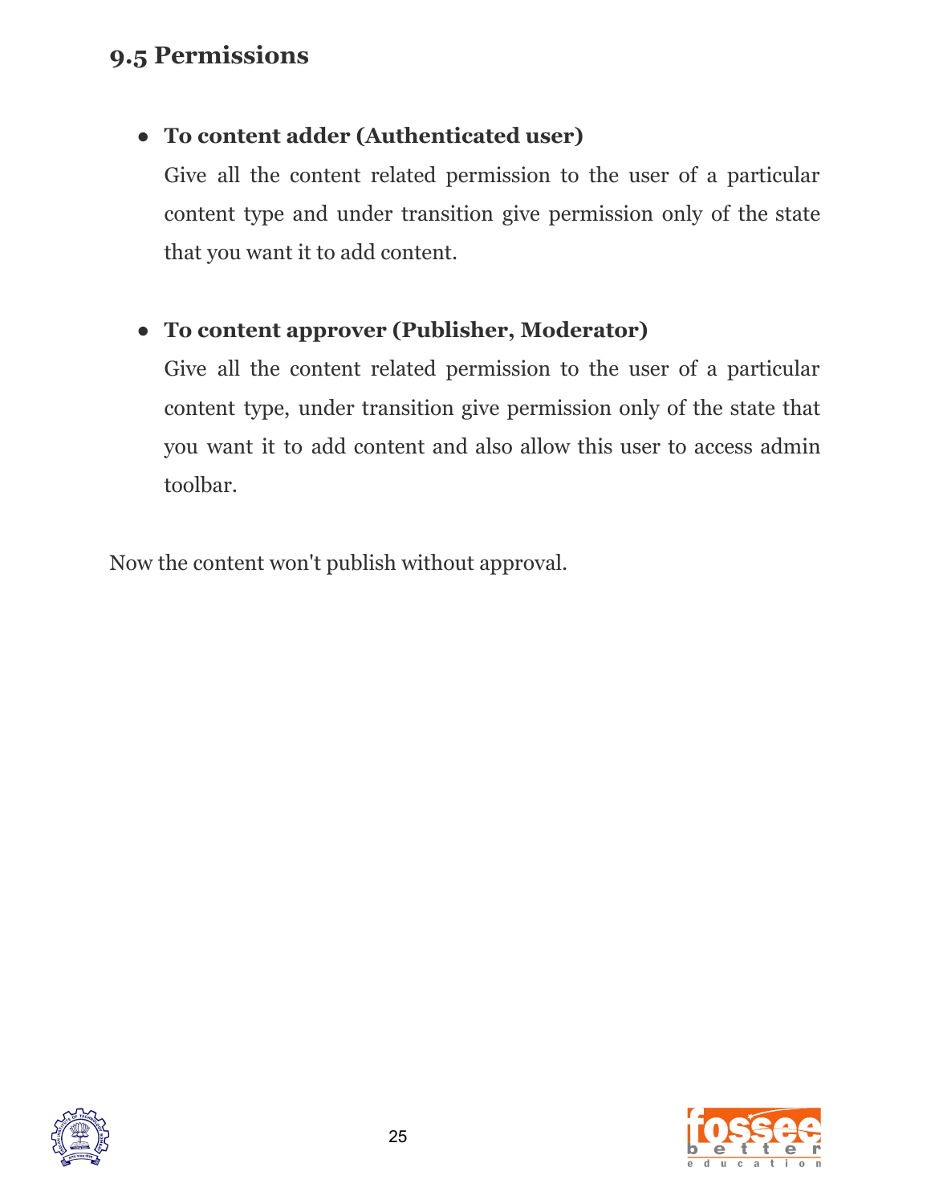## 9.5 Permissions

- **To content adder (Authenticated user)**

  Give all the content related permission to the user of a particular content type and under transition give permission only of the state that you want it to add content.

- **To content approver (Publisher, Moderator)**

  Give all the content related permission to the user of a particular content type, under transition give permission only of the state that you want it to add content and also allow this user to access admin toolbar.

Now the content won't publish without approval.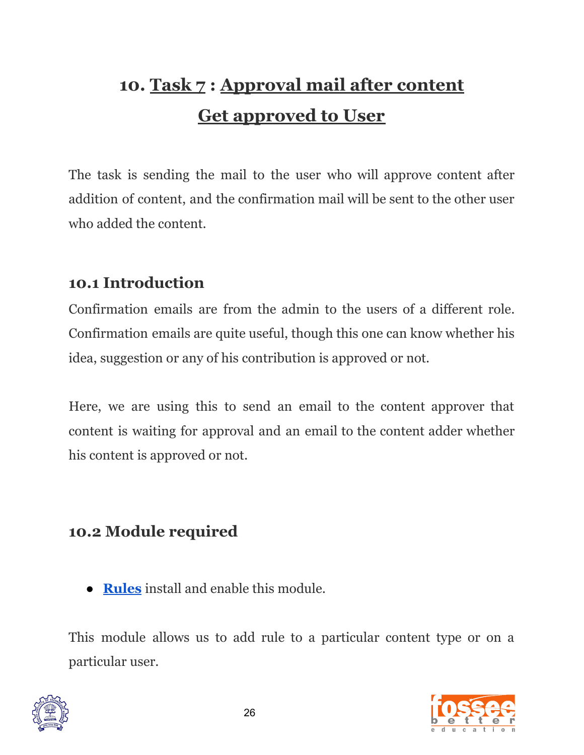# 10. Task 7 : Approval mail after content Get approved to User

The task is sending the mail to the user who will approve content after addition of content, and the confirmation mail will be sent to the other user who added the content.

## 10.1 Introduction

Confirmation emails are from the admin to the users of a different role. Confirmation emails are quite useful, though this one can know whether his idea, suggestion or any of his contribution is approved or not.

Here, we are using this to send an email to the content approver that content is waiting for approval and an email to the content adder whether his content is approved or not.

## 10.2 Module required

- **Rules** install and enable this module.

This module allows us to add rule to a particular content type or on a particular user.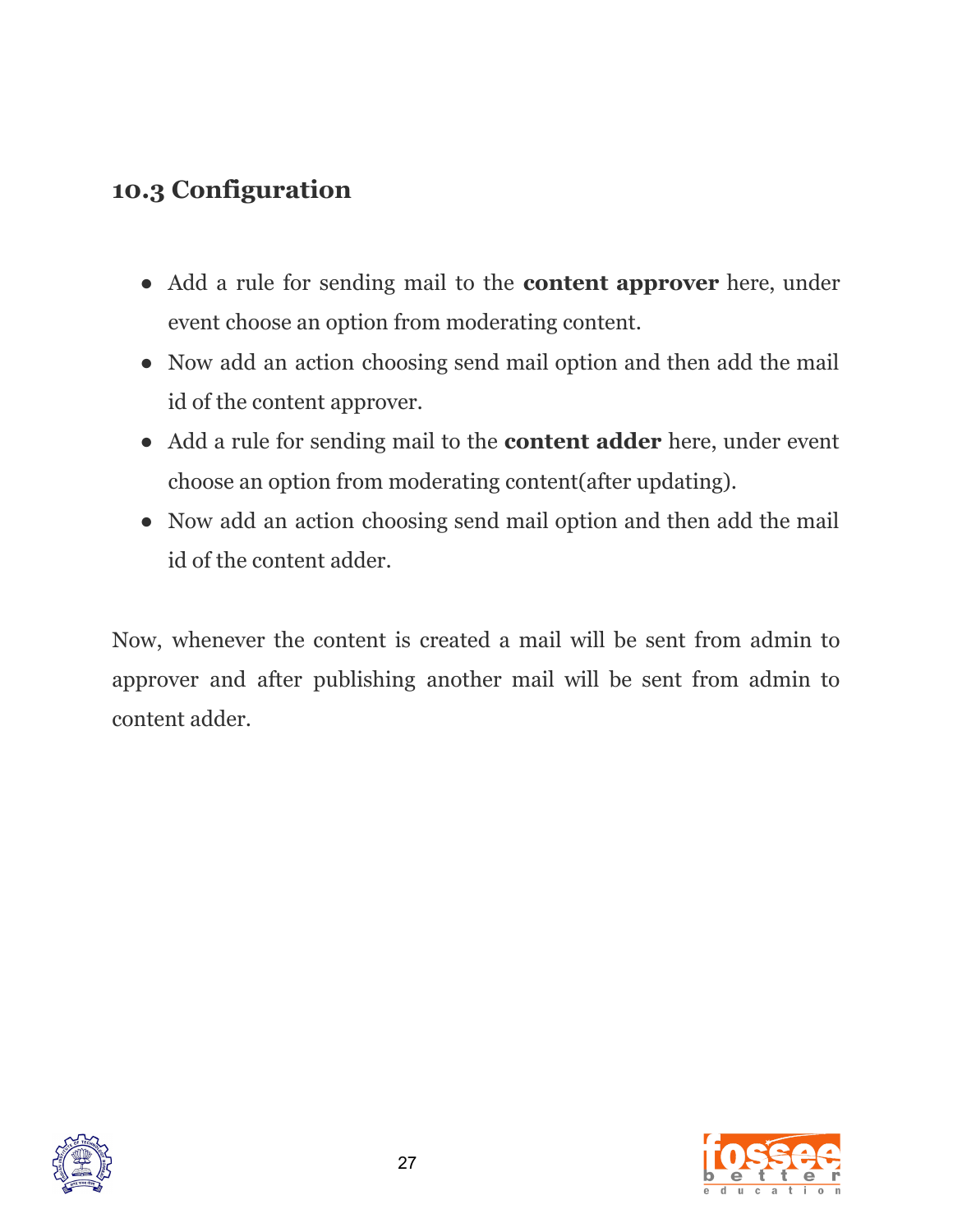## 10.3 Configuration

- Add a rule for sending mail to the **content approver** here, under event choose an option from moderating content.
- Now add an action choosing send mail option and then add the mail id of the content approver.
- Add a rule for sending mail to the **content adder** here, under event choose an option from moderating content(after updating).
- Now add an action choosing send mail option and then add the mail id of the content adder.

Now, whenever the content is created a mail will be sent from admin to approver and after publishing another mail will be sent from admin to content adder.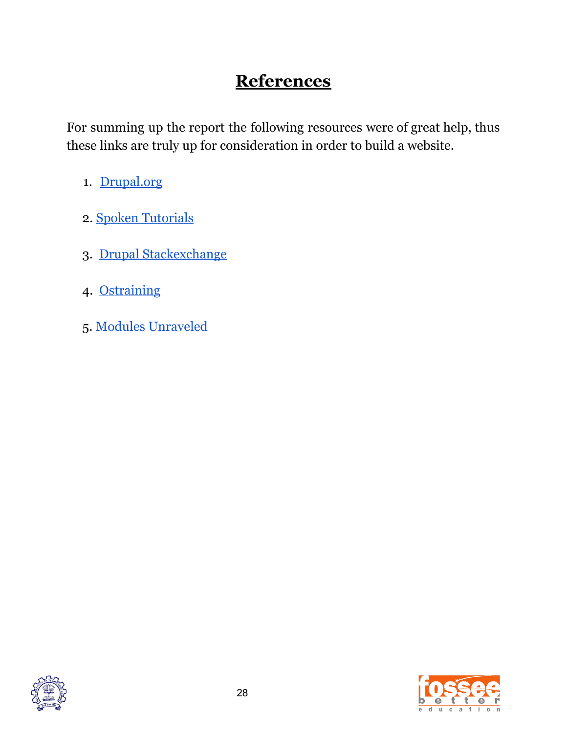# References

For summing up the report the following resources were of great help, thus these links are truly up for consideration in order to build a website.

1. Drupal.org
2. Spoken Tutorials
3. Drupal Stackexchange
4. Ostraining
5. Modules Unraveled